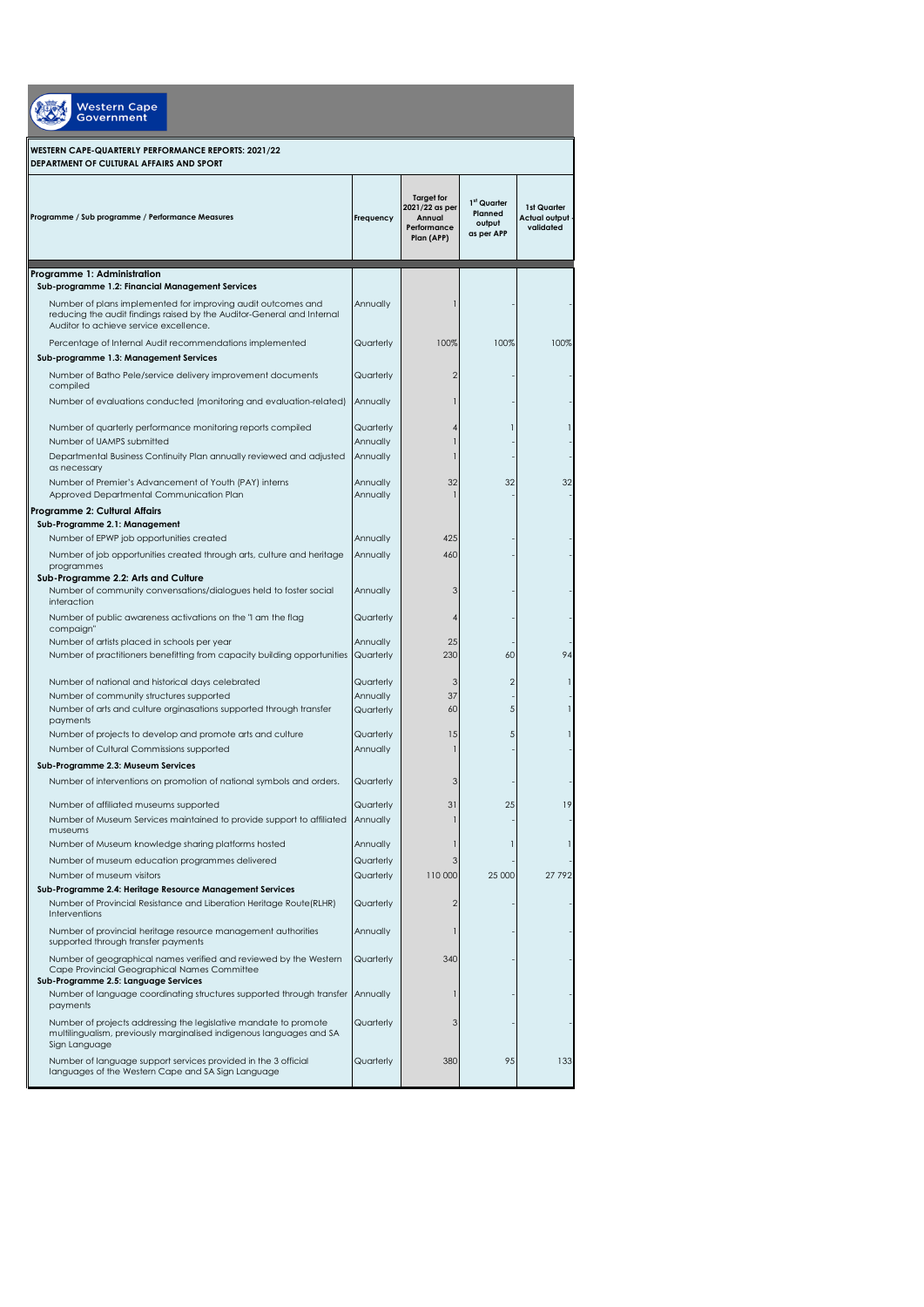Western Cape Government

**WESTERN CAPE-QUARTERLY PERFORMANCE REPORTS: 2021/22**
**DEPARTMENT OF CULTURAL AFFAIRS AND SPORT**

| Programme / Sub programme / Performance Measures | Frequency | Target for 2021/22 as per Annual Performance Plan (APP) | 1st Quarter Planned output as per APP | 1st Quarter Actual output - validated |
|---|---|---|---|---|
| **Programme 1: Administration** | | | | |
| **Sub-programme 1.2: Financial Management Services** | | | | |
| Number of plans implemented for improving audit outcomes and reducing the audit findings raised by the Auditor-General and Internal Auditor to achieve service excellence. | Annually | 1 | - | - |
| Percentage of Internal Audit recommendations implemented | Quarterly | 100% | 100% | 100% |
| **Sub-programme 1.3: Management Services** | | | | |
| Number of Batho Pele/service delivery improvement documents compiled | Quarterly | 2 | - | - |
| Number of evaluations conducted (monitoring and evaluation-related) | Annually | 1 | - | - |
| Number of quarterly performance monitoring reports compiled | Quarterly | 4 | 1 | 1 |
| Number of UAMPS submitted | Annually | 1 | - | - |
| Departmental Business Continuity Plan annually reviewed and adjusted as necessary | Annually | 1 | - | - |
| Number of Premier's Advancement of Youth (PAY) interns | Annually | 32 | 32 | 32 |
| Approved Departmental Communication Plan | Annually | 1 | - | - |
| **Programme 2: Cultural Affairs** | | | | |
| **Sub-Programme 2.1: Management** | | | | |
| Number of EPWP job opportunities created | Annually | 425 | - | - |
| Number of job opportunities created through arts, culture and heritage programmes | Annually | 460 | - | - |
| **Sub-Programme 2.2: Arts and Culture** | | | | |
| Number of community conversations/dialogues held to foster social interaction | Annually | 3 | - | - |
| Number of public awareness activations on the "I am the flag campaign" | Quarterly | 4 | - | - |
| Number of artists placed in schools per year | Annually | 25 | - | - |
| Number of practitioners benefitting from capacity building opportunities | Quarterly | 230 | 60 | 94 |
| Number of national and historical days celebrated | Quarterly | 3 | 2 | 1 |
| Number of community structures supported | Annually | 37 | - | - |
| Number of arts and culture orginasations supported through transfer payments | Quarterly | 60 | 5 | 1 |
| Number of projects to develop and promote arts and culture | Quarterly | 15 | 5 | 1 |
| Number of Cultural Commissions supported | Annually | 1 | - | - |
| **Sub-Programme 2.3: Museum Services** | | | | |
| Number of interventions on promotion of national symbols and orders. | Quarterly | 3 | - | - |
| Number of affiliated museums supported | Quarterly | 31 | 25 | 19 |
| Number of Museum Services maintained to provide support to affiliated museums | Annually | 1 | - | - |
| Number of Museum knowledge sharing platforms hosted | Annually | 1 | 1 | 1 |
| Number of museum education programmes delivered | Quarterly | 3 | - | - |
| Number of museum visitors | Quarterly | 110 000 | 25 000 | 27 792 |
| **Sub-Programme 2.4: Heritage Resource Management Services** | | | | |
| Number of Provincial Resistance and Liberation Heritage Route(RLHR) Interventions | Quarterly | 2 | - | - |
| Number of provincial heritage resource management authorities supported through transfer payments | Annually | 1 | - | - |
| Number of geographical names verified and reviewed by the Western Cape Provincial Geographical Names Committee | Quarterly | 340 | - | - |
| **Sub-Programme 2.5: Language Services** | | | | |
| Number of language coordinating structures supported through transfer payments | Annually | 1 | - | - |
| Number of projects addressing the legislative mandate to promote multilingualism, previously marginalised indigenous languages and SA Sign Language | Quarterly | 3 | - | - |
| Number of language support services provided in the 3 official languages of the Western Cape and SA Sign Language | Quarterly | 380 | 95 | 133 |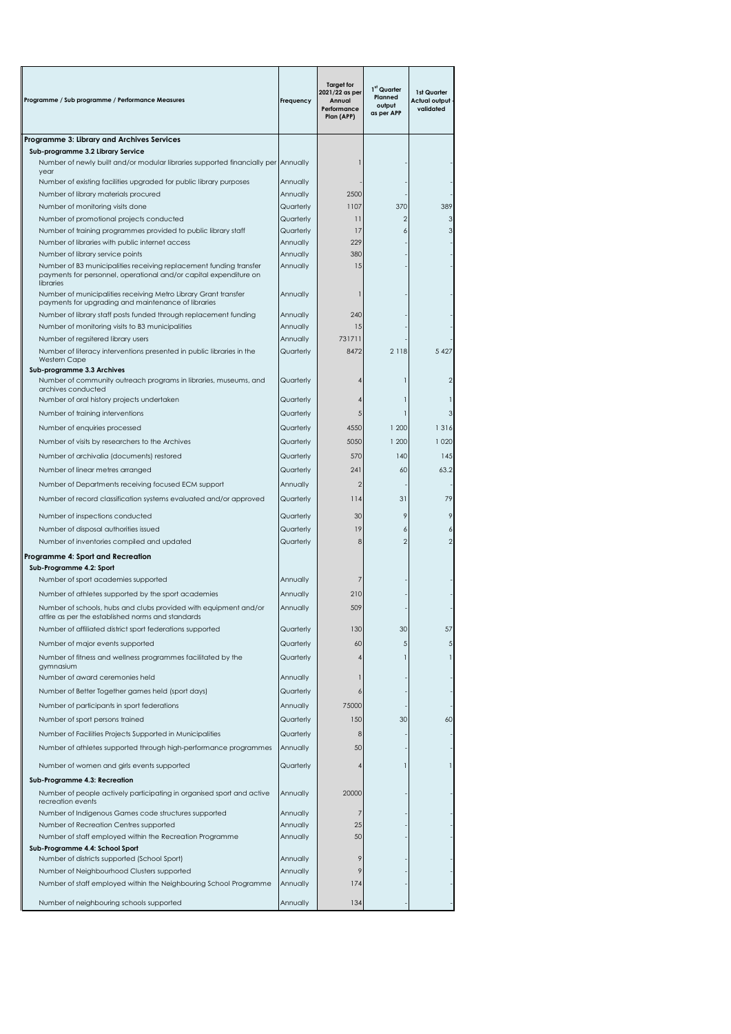| Programme / Sub programme / Performance Measures | Frequency | Target for 2021/22 as per Annual Performance Plan (APP) | 1st Quarter Planned output as per APP | 1st Quarter Actual output - validated |
|---|---|---|---|---|
| **Programme 3: Library and Archives Services** | | | | |
| **Sub-programme 3.2 Library Service** | | | | |
| Number of newly built and/or modular libraries supported financially per year | Annually | 1 | - | - |
| Number of existing facilities upgraded for public library purposes | Annually | - | - | - |
| Number of library materials procured | Annually | 2500 | - | - |
| Number of monitoring visits done | Quarterly | 1107 | 370 | 389 |
| Number of promotional projects conducted | Quarterly | 11 | 2 | 3 |
| Number of training programmes provided to public library staff | Quarterly | 17 | 6 | 3 |
| Number of libraries with public internet access | Annually | 229 | - | - |
| Number of library service points | Annually | 380 | - | - |
| Number of B3 municipalities receiving replacement funding transfer payments for personnel, operational and/or capital expenditure on libraries | Annually | 15 | - | - |
| Number of municipalities receiving Metro Library Grant transfer payments for upgrading and maintenance of libraries | Annually | 1 | - | - |
| Number of library staff posts funded through replacement funding | Annually | 240 | - | - |
| Number of monitoring visits to B3 municipalities | Annually | 15 | - | - |
| Number of regsitered library users | Annually | 731711 | - | - |
| Number of literacy interventions presented in public libraries in the Western Cape | Quarterly | 8472 | 2 118 | 5 427 |
| **Sub-programme 3.3 Archives** | | | | |
| Number of community outreach programs in libraries, museums, and archives conducted | Quarterly | 4 | 1 | 2 |
| Number of oral history projects undertaken | Quarterly | 4 | 1 | 1 |
| Number of training interventions | Quarterly | 5 | 1 | 3 |
| Number of enquiries processed | Quarterly | 4550 | 1 200 | 1 316 |
| Number of visits by researchers to the Archives | Quarterly | 5050 | 1 200 | 1 020 |
| Number of archivalia (documents) restored | Quarterly | 570 | 140 | 145 |
| Number of linear metres arranged | Quarterly | 241 | 60 | 63.2 |
| Number of Departments receiving focused ECM support | Annually | 2 | - | - |
| Number of record classification systems evaluated and/or approved | Quarterly | 114 | 31 | 79 |
| Number of inspections conducted | Quarterly | 30 | 9 | 9 |
| Number of disposal authorities issued | Quarterly | 19 | 6 | 6 |
| Number of inventories compiled and updated | Quarterly | 8 | 2 | 2 |
| **Programme 4: Sport and Recreation** | | | | |
| **Sub-Programme 4.2: Sport** | | | | |
| Number of sport academies supported | Annually | 7 | - | - |
| Number of athletes supported by the sport academies | Annually | 210 | - | - |
| Number of schools, hubs and clubs provided with equipment and/or attire as per the established norms and standards | Annually | 509 | - | - |
| Number of affiliated district sport federations supported | Quarterly | 130 | 30 | 57 |
| Number of major events supported | Quarterly | 60 | 5 | 5 |
| Number of fitness and wellness programmes facilitated by the gymnasium | Quarterly | 4 | 1 | 1 |
| Number of award ceremonies held | Annually | 1 | - | - |
| Number of Better Together games held (sport days) | Quarterly | 6 | - | - |
| Number of participants in sport federations | Annually | 75000 | - | - |
| Number of sport persons trained | Quarterly | 150 | 30 | 60 |
| Number of Facilities Projects Supported in Municipalities | Quarterly | 8 | - | - |
| Number of athletes supported through high-performance programmes | Annually | 50 | - | - |
| Number of women and girls events supported | Quarterly | 4 | 1 | 1 |
| **Sub-Programme 4.3: Recreation** | | | | |
| Number of people actively participating in organised sport and active recreation events | Annually | 20000 | - | - |
| Number of Indigenous Games code structures supported | Annually | 7 | - | - |
| Number of Recreation Centres supported | Annually | 25 | - | - |
| Number of staff employed within the Recreation Programme | Annually | 50 | - | - |
| **Sub-Programme 4.4: School Sport** | | | | |
| Number of districts supported (School Sport) | Annually | 9 | - | - |
| Number of Neighbourhood Clusters supported | Annually | 9 | - | - |
| Number of staff employed within the Neighbouring School Programme | Annually | 174 | - | - |
| Number of neighbouring schools supported | Annually | 134 | - | - |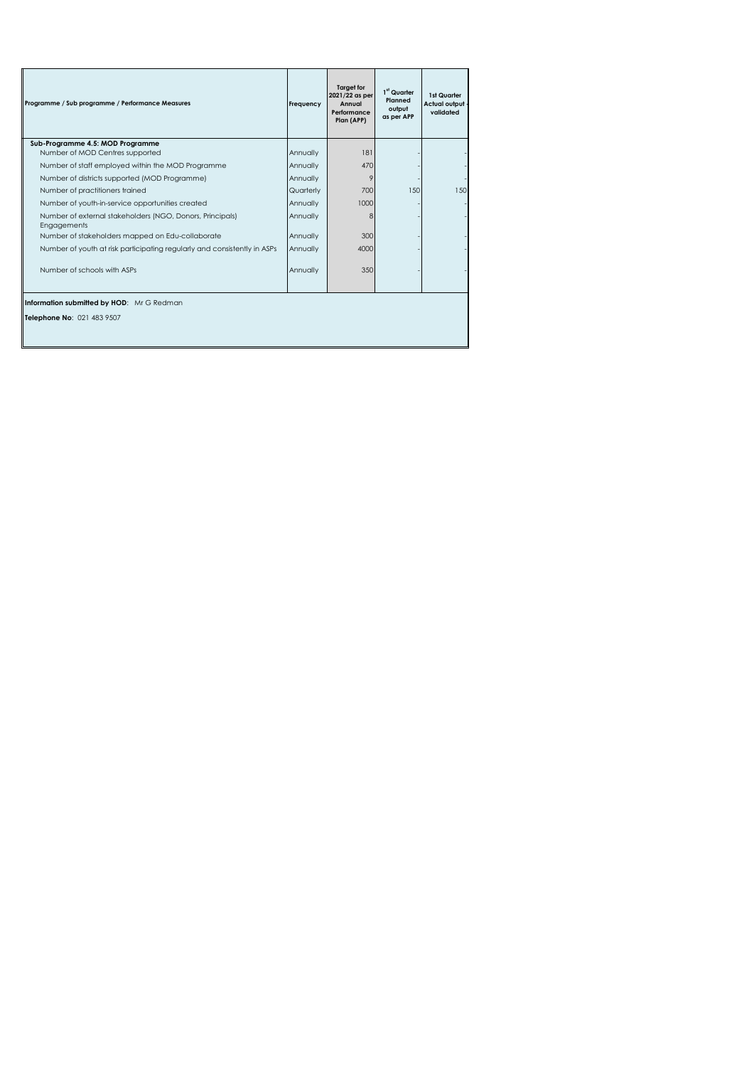| Programme / Sub programme / Performance Measures | Frequency | Target for 2021/22 as per Annual Performance Plan (APP) | 1st Quarter Planned output as per APP | 1st Quarter Actual output - validated |
|---|---|---|---|---|
| **Sub-Programme 4.5: MOD Programme** | | | | |
| Number of MOD Centres supported | Annually | 181 | - | - |
| Number of staff employed within the MOD Programme | Annually | 470 | - | - |
| Number of districts supported (MOD Programme) | Annually | 9 | - | - |
| Number of practitioners trained | Quarterly | 700 | 150 | 150 |
| Number of youth-in-service opportunities created | Annually | 1000 | - | - |
| Number of external stakeholders (NGO, Donors, Principals) Engagements | Annually | 8 | - | - |
| Number of stakeholders mapped on Edu-collaborate | Annually | 300 | - | - |
| Number of youth at risk participating regularly and consistently in ASPs | Annually | 4000 | - | - |
| Number of schools with ASPs | Annually | 350 | - | - |

**Information submitted by HOD**: Mr G Redman

**Telephone No**: 021 483 9507